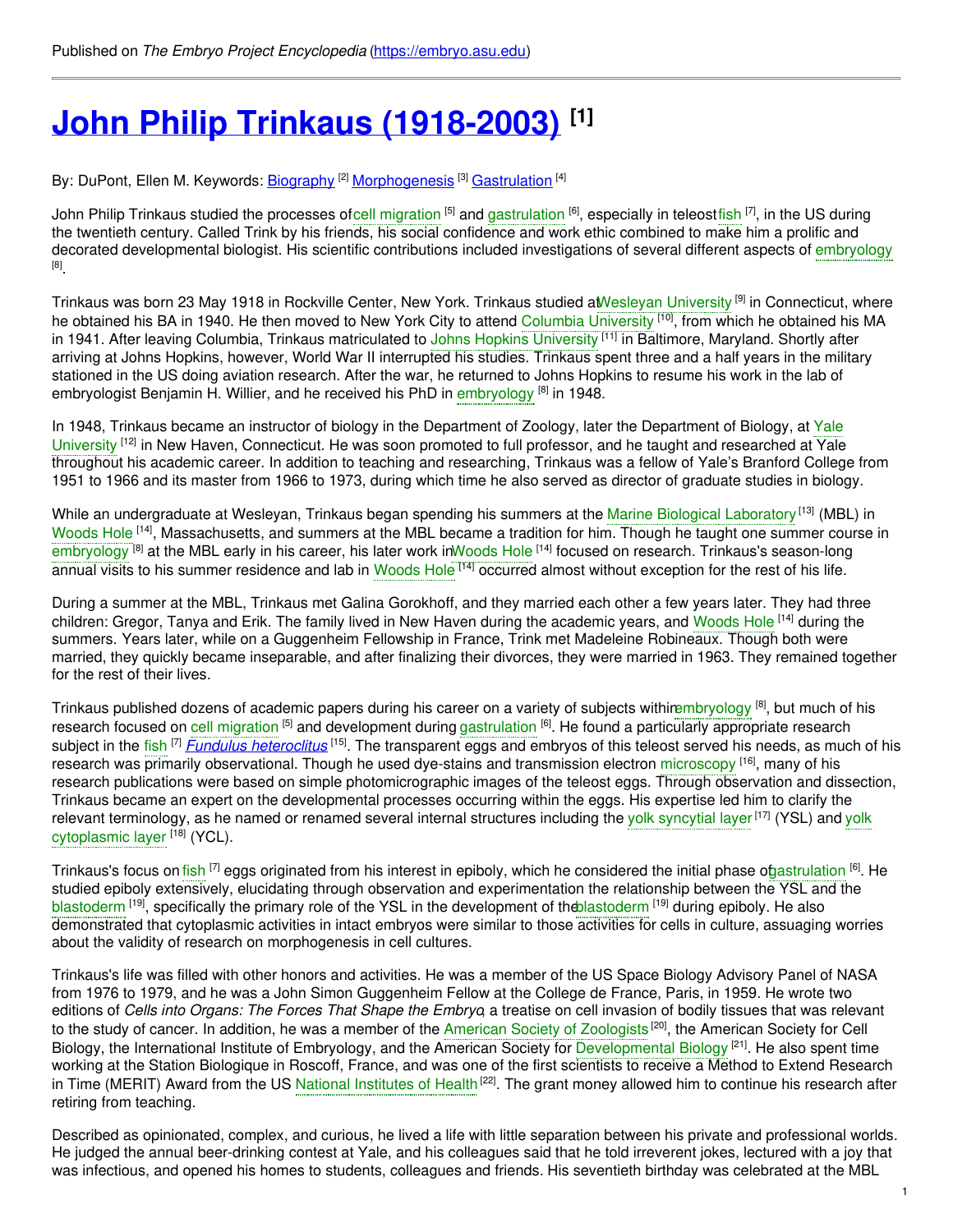Published on *The Embryo Project Encyclopedia* (https://embryo.asu.edu)

# John Philip Trinkaus (1918-2003) [1]

By: DuPont, Ellen M. Keywords: Biography [2] Morphogenesis [3] Gastrulation [4]

John Philip Trinkaus studied the processes of cell migration [5] and gastrulation [6], especially in teleost fish [7], in the US during the twentieth century. Called Trink by his friends, his social confidence and work ethic combined to make him a prolific and decorated developmental biologist. His scientific contributions included investigations of several different aspects of embryology [8].

Trinkaus was born 23 May 1918 in Rockville Center, New York. Trinkaus studied at Wesleyan University [9] in Connecticut, where he obtained his BA in 1940. He then moved to New York City to attend Columbia University [10], from which he obtained his MA in 1941. After leaving Columbia, Trinkaus matriculated to Johns Hopkins University [11] in Baltimore, Maryland. Shortly after arriving at Johns Hopkins, however, World War II interrupted his studies. Trinkaus spent three and a half years in the military stationed in the US doing aviation research. After the war, he returned to Johns Hopkins to resume his work in the lab of embryologist Benjamin H. Willier, and he received his PhD in embryology [8] in 1948.

In 1948, Trinkaus became an instructor of biology in the Department of Zoology, later the Department of Biology, at Yale University [12] in New Haven, Connecticut. He was soon promoted to full professor, and he taught and researched at Yale throughout his academic career. In addition to teaching and researching, Trinkaus was a fellow of Yale's Branford College from 1951 to 1966 and its master from 1966 to 1973, during which time he also served as director of graduate studies in biology.

While an undergraduate at Wesleyan, Trinkaus began spending his summers at the Marine Biological Laboratory [13] (MBL) in Woods Hole [14], Massachusetts, and summers at the MBL became a tradition for him. Though he taught one summer course in embryology [8] at the MBL early in his career, his later work in Woods Hole [14] focused on research. Trinkaus's season-long annual visits to his summer residence and lab in Woods Hole [14] occurred almost without exception for the rest of his life.

During a summer at the MBL, Trinkaus met Galina Gorokhoff, and they married each other a few years later. They had three children: Gregor, Tanya and Erik. The family lived in New Haven during the academic years, and Woods Hole [14] during the summers. Years later, while on a Guggenheim Fellowship in France, Trink met Madeleine Robineaux. Though both were married, they quickly became inseparable, and after finalizing their divorces, they were married in 1963. They remained together for the rest of their lives.

Trinkaus published dozens of academic papers during his career on a variety of subjects within embryology [8], but much of his research focused on cell migration [5] and development during gastrulation [6]. He found a particularly appropriate research subject in the fish [7] *Fundulus heteroclitus* [15]. The transparent eggs and embryos of this teleost served his needs, as much of his research was primarily observational. Though he used dye-stains and transmission electron microscopy [16], many of his research publications were based on simple photomicrographic images of the teleost eggs. Through observation and dissection, Trinkaus became an expert on the developmental processes occurring within the eggs. His expertise led him to clarify the relevant terminology, as he named or renamed several internal structures including the yolk syncytial layer [17] (YSL) and yolk cytoplasmic layer [18] (YCL).

Trinkaus's focus on fish [7] eggs originated from his interest in epiboly, which he considered the initial phase of gastrulation [6]. He studied epiboly extensively, elucidating through observation and experimentation the relationship between the YSL and the blastoderm [19], specifically the primary role of the YSL in the development of the blastoderm [19] during epiboly. He also demonstrated that cytoplasmic activities in intact embryos were similar to those activities for cells in culture, assuaging worries about the validity of research on morphogenesis in cell cultures.

Trinkaus's life was filled with other honors and activities. He was a member of the US Space Biology Advisory Panel of NASA from 1976 to 1979, and he was a John Simon Guggenheim Fellow at the College de France, Paris, in 1959. He wrote two editions of *Cells into Organs: The Forces That Shape the Embryo*, a treatise on cell invasion of bodily tissues that was relevant to the study of cancer. In addition, he was a member of the American Society of Zoologists [20], the American Society for Cell Biology, the International Institute of Embryology, and the American Society for Developmental Biology [21]. He also spent time working at the Station Biologique in Roscoff, France, and was one of the first scientists to receive a Method to Extend Research in Time (MERIT) Award from the US National Institutes of Health [22]. The grant money allowed him to continue his research after retiring from teaching.

Described as opinionated, complex, and curious, he lived a life with little separation between his private and professional worlds. He judged the annual beer-drinking contest at Yale, and his colleagues said that he told irreverent jokes, lectured with a joy that was infectious, and opened his homes to students, colleagues and friends. His seventieth birthday was celebrated at the MBL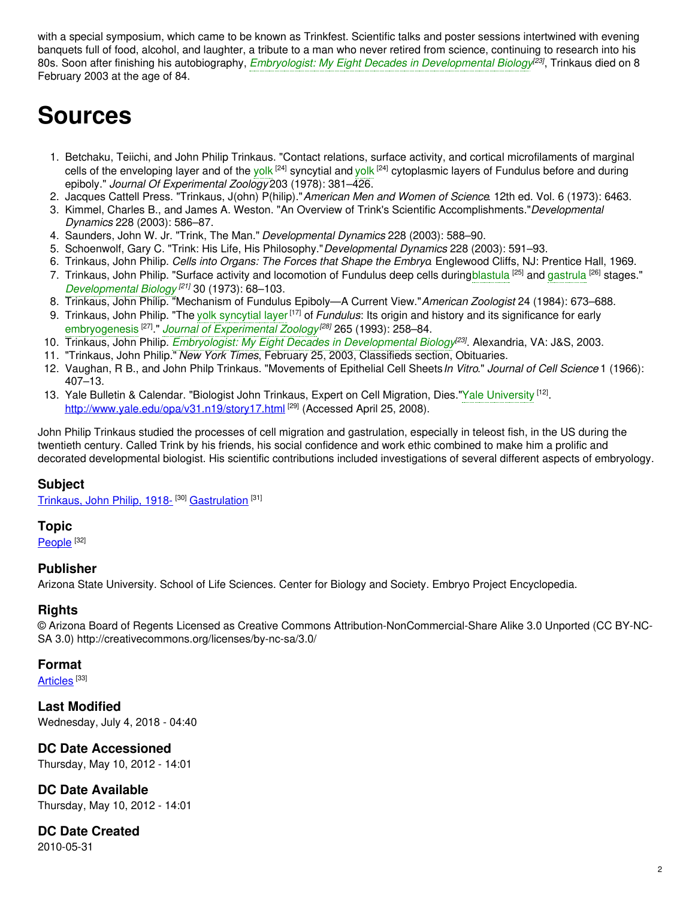with a special symposium, which came to be known as Trinkfest. Scientific talks and poster sessions intertwined with evening banquets full of food, alcohol, and laughter, a tribute to a man who never retired from science, continuing to research into his 80s. Soon after finishing his autobiography, *Embryologist: My Eight Decades in Developmental Biology*[23], Trinkaus died on 8 February 2003 at the age of 84.

# Sources

1. Betchaku, Teiichi, and John Philip Trinkaus. "Contact relations, surface activity, and cortical microfilaments of marginal cells of the enveloping layer and of the yolk [24] syncytial and yolk [24] cytoplasmic layers of Fundulus before and during epiboly." *Journal Of Experimental Zoology* 203 (1978): 381–426.
2. Jacques Cattell Press. "Trinkaus, J(ohn) P(hilip)." *American Men and Women of Science*. 12th ed. Vol. 6 (1973): 6463.
3. Kimmel, Charles B., and James A. Weston. "An Overview of Trink's Scientific Accomplishments." *Developmental Dynamics* 228 (2003): 586–87.
4. Saunders, John W. Jr. "Trink, The Man." *Developmental Dynamics* 228 (2003): 588–90.
5. Schoenwolf, Gary C. "Trink: His Life, His Philosophy." *Developmental Dynamics* 228 (2003): 591–93.
6. Trinkaus, John Philip. *Cells into Organs: The Forces that Shape the Embryo*. Englewood Cliffs, NJ: Prentice Hall, 1969.
7. Trinkaus, John Philip. "Surface activity and locomotion of Fundulus deep cells during blastula [25] and gastrula [26] stages." *Developmental Biology* [21] 30 (1973): 68–103.
8. Trinkaus, John Philip. "Mechanism of Fundulus Epiboly—A Current View." *American Zoologist* 24 (1984): 673–688.
9. Trinkaus, John Philip. "The yolk syncytial layer [17] of *Fundulus*: Its origin and history and its significance for early embryogenesis [27]." *Journal of Experimental Zoology* [28] 265 (1993): 258–84.
10. Trinkaus, John Philip. *Embryologist: My Eight Decades in Developmental Biology* [23]. Alexandria, VA: J&S, 2003.
11. "Trinkaus, John Philip." *New York Times*, February 25, 2003, Classifieds section, Obituaries.
12. Vaughan, R B., and John Philp Trinkaus. "Movements of Epithelial Cell Sheets *In Vitro*." *Journal of Cell Science* 1 (1966): 407–13.
13. Yale Bulletin & Calendar. "Biologist John Trinkaus, Expert on Cell Migration, Dies." Yale University [12]. http://www.yale.edu/opa/v31.n19/story17.html [29] (Accessed April 25, 2008).

John Philip Trinkaus studied the processes of cell migration and gastrulation, especially in teleost fish, in the US during the twentieth century. Called Trink by his friends, his social confidence and work ethic combined to make him a prolific and decorated developmental biologist. His scientific contributions included investigations of several different aspects of embryology.

### Subject

Trinkaus, John Philip, 1918- [30] Gastrulation [31]

### Topic

People [32]

### Publisher

Arizona State University. School of Life Sciences. Center for Biology and Society. Embryo Project Encyclopedia.

### Rights

© Arizona Board of Regents Licensed as Creative Commons Attribution-NonCommercial-Share Alike 3.0 Unported (CC BY-NC-SA 3.0) http://creativecommons.org/licenses/by-nc-sa/3.0/

### Format

Articles [33]

### Last Modified

Wednesday, July 4, 2018 - 04:40

### DC Date Accessioned

Thursday, May 10, 2012 - 14:01

### DC Date Available

Thursday, May 10, 2012 - 14:01

### DC Date Created

2010-05-31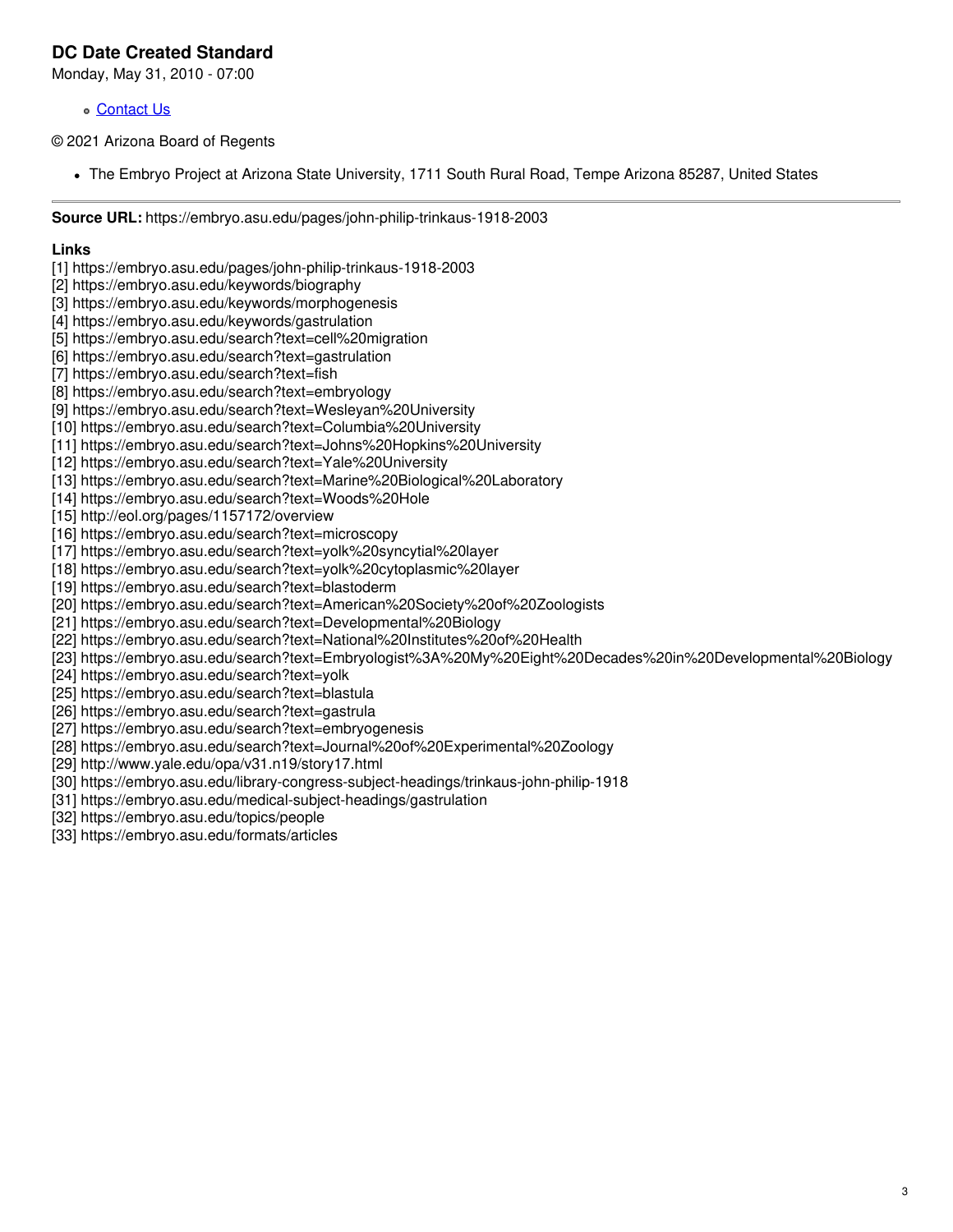## DC Date Created Standard

Monday, May 31, 2010 - 07:00

- Contact Us

© 2021 Arizona Board of Regents

- The Embryo Project at Arizona State University, 1711 South Rural Road, Tempe Arizona 85287, United States

---

**Source URL:** https://embryo.asu.edu/pages/john-philip-trinkaus-1918-2003

**Links**

[1] https://embryo.asu.edu/pages/john-philip-trinkaus-1918-2003
[2] https://embryo.asu.edu/keywords/biography
[3] https://embryo.asu.edu/keywords/morphogenesis
[4] https://embryo.asu.edu/keywords/gastrulation
[5] https://embryo.asu.edu/search?text=cell%20migration
[6] https://embryo.asu.edu/search?text=gastrulation
[7] https://embryo.asu.edu/search?text=fish
[8] https://embryo.asu.edu/search?text=embryology
[9] https://embryo.asu.edu/search?text=Wesleyan%20University
[10] https://embryo.asu.edu/search?text=Columbia%20University
[11] https://embryo.asu.edu/search?text=Johns%20Hopkins%20University
[12] https://embryo.asu.edu/search?text=Yale%20University
[13] https://embryo.asu.edu/search?text=Marine%20Biological%20Laboratory
[14] https://embryo.asu.edu/search?text=Woods%20Hole
[15] http://eol.org/pages/1157172/overview
[16] https://embryo.asu.edu/search?text=microscopy
[17] https://embryo.asu.edu/search?text=yolk%20syncytial%20layer
[18] https://embryo.asu.edu/search?text=yolk%20cytoplasmic%20layer
[19] https://embryo.asu.edu/search?text=blastoderm
[20] https://embryo.asu.edu/search?text=American%20Society%20of%20Zoologists
[21] https://embryo.asu.edu/search?text=Developmental%20Biology
[22] https://embryo.asu.edu/search?text=National%20Institutes%20of%20Health
[23] https://embryo.asu.edu/search?text=Embryologist%3A%20My%20Eight%20Decades%20in%20Developmental%20Biology
[24] https://embryo.asu.edu/search?text=yolk
[25] https://embryo.asu.edu/search?text=blastula
[26] https://embryo.asu.edu/search?text=gastrula
[27] https://embryo.asu.edu/search?text=embryogenesis
[28] https://embryo.asu.edu/search?text=Journal%20of%20Experimental%20Zoology
[29] http://www.yale.edu/opa/v31.n19/story17.html
[30] https://embryo.asu.edu/library-congress-subject-headings/trinkaus-john-philip-1918
[31] https://embryo.asu.edu/medical-subject-headings/gastrulation
[32] https://embryo.asu.edu/topics/people
[33] https://embryo.asu.edu/formats/articles